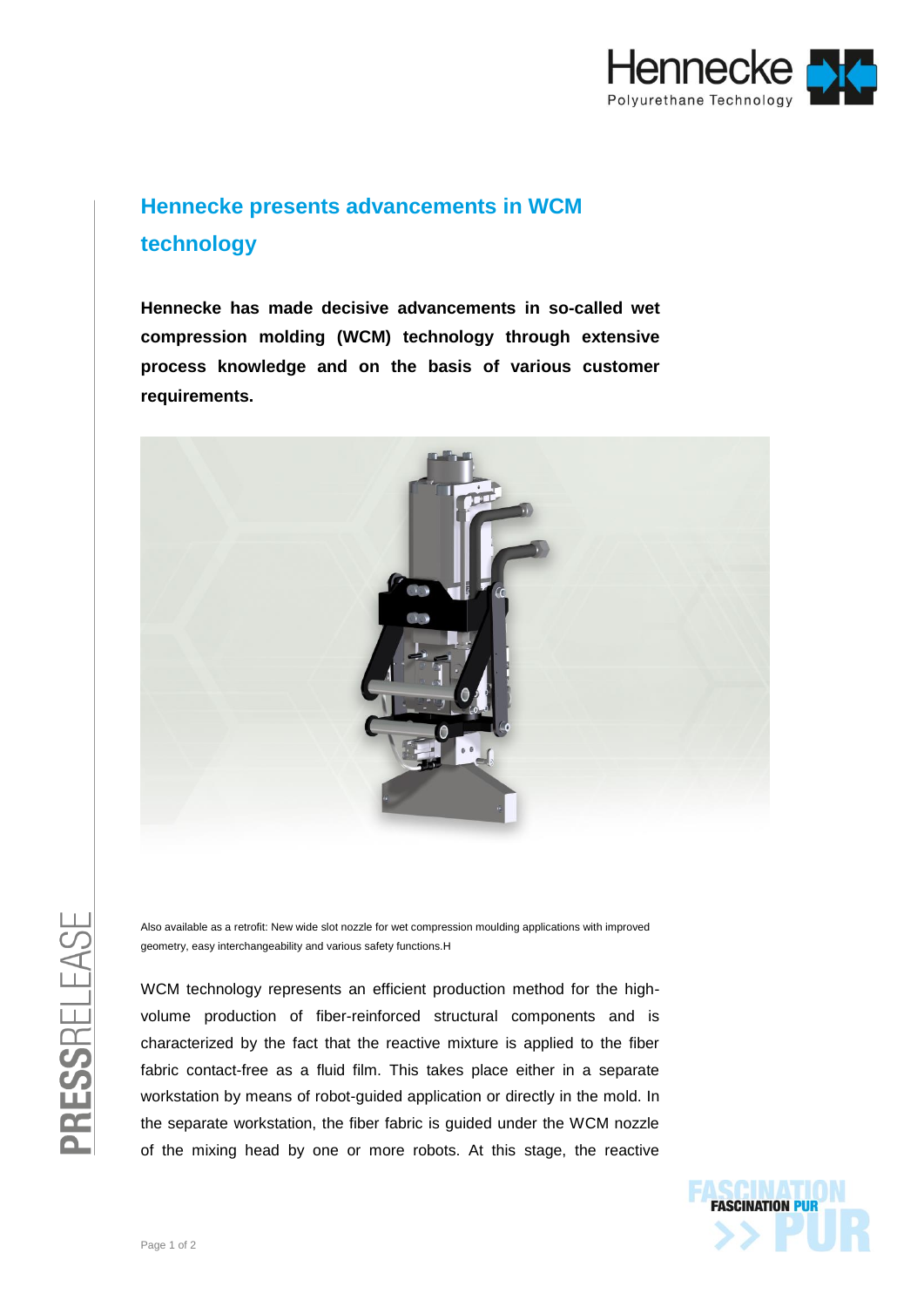# Hennecke presents advancements in WCM technology

**Hennecke has made decisive advancements in so-called wet compression molding (WCM) technology through extensive process knowledge and on the basis of various customer requirements.**

Also available as a retrofit: New wide slot nozzle for wet compression moulding applications with improved geometry, easy interchangeability and various safety functions.H

WCM technology represents an efficient production method for the high-volume production of fiber-reinforced structural components and is characterized by the fact that the reactive mixture is applied to the fiber fabric contact-free as a fluid film. This takes place either in a separate workstation by means of robot-guided application or directly in the mold. In the separate workstation, the fiber fabric is guided under the WCM nozzle of the mixing head by one or more robots. At this stage, the reactive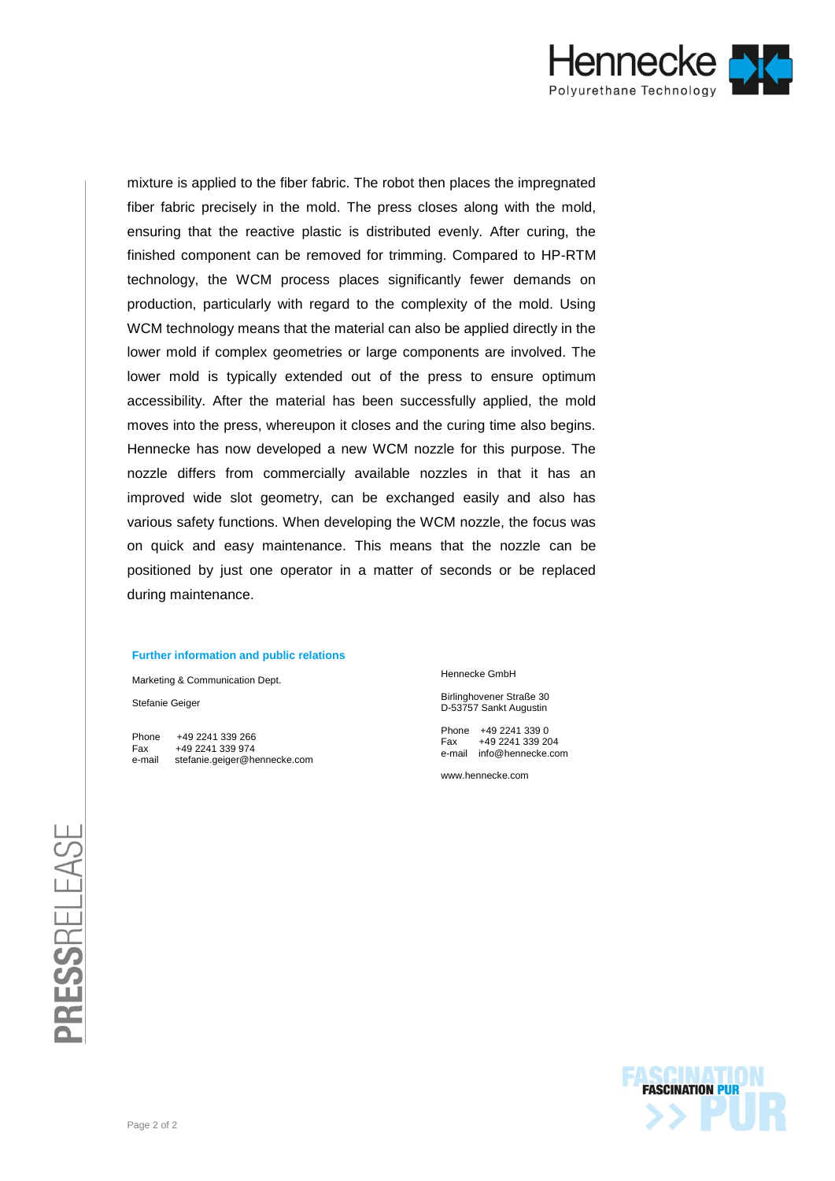mixture is applied to the fiber fabric. The robot then places the impregnated fiber fabric precisely in the mold. The press closes along with the mold, ensuring that the reactive plastic is distributed evenly. After curing, the finished component can be removed for trimming. Compared to HP-RTM technology, the WCM process places significantly fewer demands on production, particularly with regard to the complexity of the mold. Using WCM technology means that the material can also be applied directly in the lower mold if complex geometries or large components are involved. The lower mold is typically extended out of the press to ensure optimum accessibility. After the material has been successfully applied, the mold moves into the press, whereupon it closes and the curing time also begins. Hennecke has now developed a new WCM nozzle for this purpose. The nozzle differs from commercially available nozzles in that it has an improved wide slot geometry, can be exchanged easily and also has various safety functions. When developing the WCM nozzle, the focus was on quick and easy maintenance. This means that the nozzle can be positioned by just one operator in a matter of seconds or be replaced during maintenance.

**Further information and public relations**

Marketing & Communication Dept.

Stefanie Geiger

Phone +49 2241 339 266
Fax +49 2241 339 974
e-mail stefanie.geiger@hennecke.com

Hennecke GmbH

Birlinghovener Straße 30
D-53757 Sankt Augustin

Phone +49 2241 339 0
Fax +49 2241 339 204
e-mail info@hennecke.com

www.hennecke.com